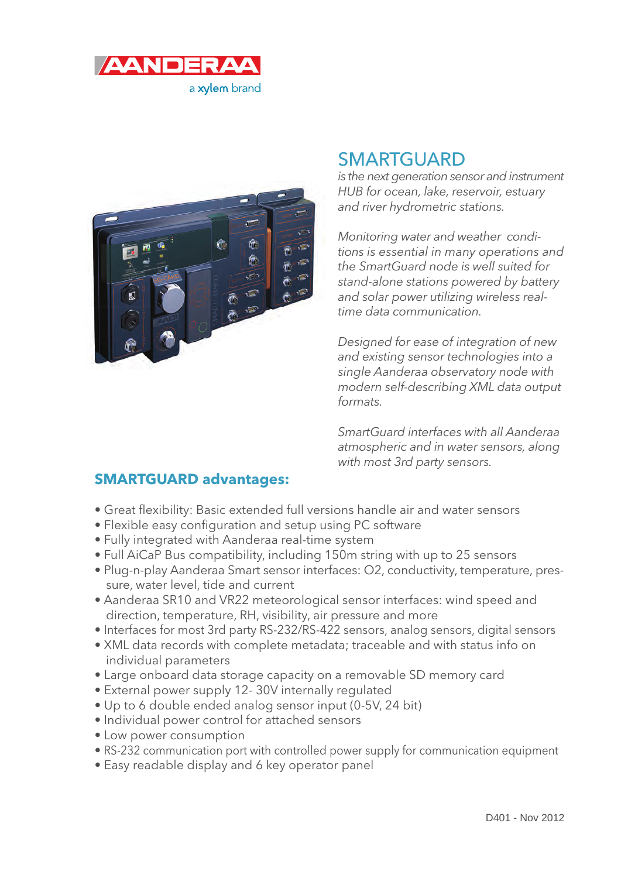AANDERAA

a xylem brand

# SMARTGUARD

*is the next generation sensor and instrument HUB for ocean, lake, reservoir, estuary and river hydrometric stations.*

*Monitoring water and weather conditions is essential in many operations and the SmartGuard node is well suited for stand-alone stations powered by battery and solar power utilizing wireless real-time data communication.*

*Designed for ease of integration of new and existing sensor technologies into a single Aanderaa observatory node with modern self-describing XML data output formats.*

*SmartGuard interfaces with all Aanderaa atmospheric and in water sensors, along with most 3rd party sensors.*

## SMARTGUARD advantages:

- Great flexibility: Basic extended full versions handle air and water sensors
- Flexible easy configuration and setup using PC software
- Fully integrated with Aanderaa real-time system
- Full AiCaP Bus compatibility, including 150m string with up to 25 sensors
- Plug-n-play Aanderaa Smart sensor interfaces: O2, conductivity, temperature, pressure, water level, tide and current
- Aanderaa SR10 and VR22 meteorological sensor interfaces: wind speed and direction, temperature, RH, visibility, air pressure and more
- Interfaces for most 3rd party RS-232/RS-422 sensors, analog sensors, digital sensors
- XML data records with complete metadata; traceable and with status info on individual parameters
- Large onboard data storage capacity on a removable SD memory card
- External power supply 12- 30V internally regulated
- Up to 6 double ended analog sensor input (0-5V, 24 bit)
- Individual power control for attached sensors
- Low power consumption
- RS-232 communication port with controlled power supply for communication equipment
- Easy readable display and 6 key operator panel

D401 - Nov 2012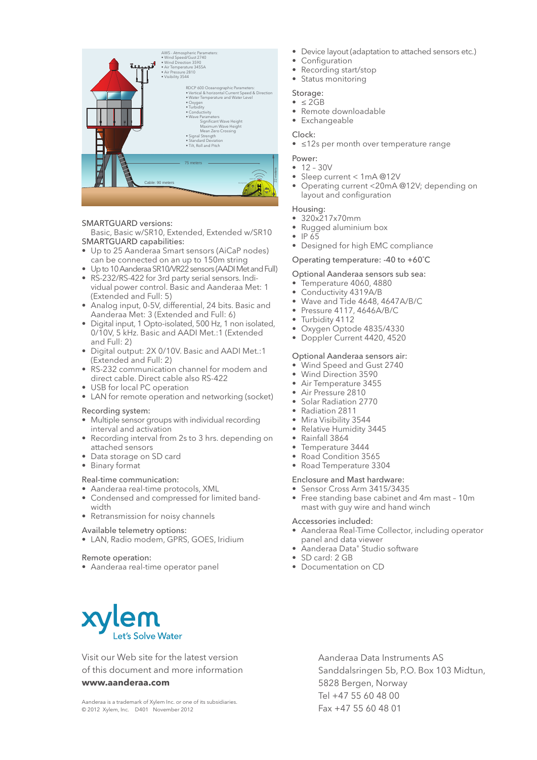AWS - Atmospheric Parameters:
• Wind Speed/Gust 2740
• Wind Direction 3590
• Air Temperature 3455A
• Air Pressure 2810
• Visibility 3544

RDCP 600 Oceanographic Parameters:
• Vertical & horizontal Current Speed & Direction
• Water Temperature and Water Level
• Oxygen
• Turbidity
• Conductivity
• Wave Parameters
Significant Wave Height
Maximum Wave Height
Mean Zero Crossing
• Signal Strength
• Standard Deviation
• Tilt, Roll and Pitch

75 meters

Cable: 90 meters

22 meters

SMARTGUARD versions:

Basic, Basic w/SR10, Extended, Extended w/SR10

SMARTGUARD capabilities:

- Up to 25 Aanderaa Smart sensors (AiCaP nodes) can be connected on an up to 150m string
- Up to 10 Aanderaa SR10/VR22 sensors (AADI Met and Full)
- RS-232/RS-422 for 3rd party serial sensors. Individual power control. Basic and Aanderaa Met: 1 (Extended and Full: 5)
- Analog input, 0-5V, differential, 24 bits. Basic and Aanderaa Met: 3 (Extended and Full: 6)
- Digital input, 1 Opto-isolated, 500 Hz, 1 non isolated, 0/10V, 5 kHz. Basic and AADI Met.:1 (Extended and Full: 2)
- Digital output: 2X 0/10V. Basic and AADI Met.:1 (Extended and Full: 2)
- RS-232 communication channel for modem and direct cable. Direct cable also RS-422
- USB for local PC operation
- LAN for remote operation and networking (socket)

Recording system:

- Multiple sensor groups with individual recording interval and activation
- Recording interval from 2s to 3 hrs. depending on attached sensors
- Data storage on SD card
- Binary format

Real-time communication:

- Aanderaa real-time protocols, XML
- Condensed and compressed for limited bandwidth
- Retransmission for noisy channels

Available telemetry options:

- LAN, Radio modem, GPRS, GOES, Iridium

Remote operation:

- Aanderaa real-time operator panel
- Device layout (adaptation to attached sensors etc.)
- Configuration
- Recording start/stop
- Status monitoring

Storage:

- ≤ 2GB
- Remote downloadable
- Exchangeable

Clock:

- ≤12s per month over temperature range

Power:

- 12 – 30V
- Sleep current < 1mA @12V
- Operating current <20mA @12V; depending on layout and configuration

Housing:

- 320x217x70mm
- Rugged aluminium box
- IP 65
- Designed for high EMC compliance

Operating temperature: -40 to +60˚C

Optional Aanderaa sensors sub sea:

- Temperature 4060, 4880
- Conductivity 4319A/B
- Wave and Tide 4648, 4647A/B/C
- Pressure 4117, 4646A/B/C
- Turbidity 4112
- Oxygen Optode 4835/4330
- Doppler Current 4420, 4520

Optional Aanderaa sensors air:

- Wind Speed and Gust 2740
- Wind Direction 3590
- Air Temperature 3455
- Air Pressure 2810
- Solar Radiation 2770
- Radiation 2811
- Mira Visibility 3544
- Relative Humidity 3445
- Rainfall 3864
- Temperature 3444
- Road Condition 3565
- Road Temperature 3304

Enclosure and Mast hardware:

- Sensor Cross Arm 3415/3435
- Free standing base cabinet and 4m mast – 10m mast with guy wire and hand winch

Accessories included:

- Aanderaa Real-Time Collector, including operator panel and data viewer
- Aanderaa Data® Studio software
- SD card: 2 GB
- Documentation on CD

xylem
Let's Solve Water

Visit our Web site for the latest version of this document and more information
**www.aanderaa.com**

Aanderaa Data Instruments AS
Sanddalsringen 5b, P.O. Box 103 Midtun,
5828 Bergen, Norway
Tel +47 55 60 48 00
Fax +47 55 60 48 01

Aanderaa is a trademark of Xylem Inc. or one of its subsidiaries.
© 2012 Xylem, Inc. D401 November 2012